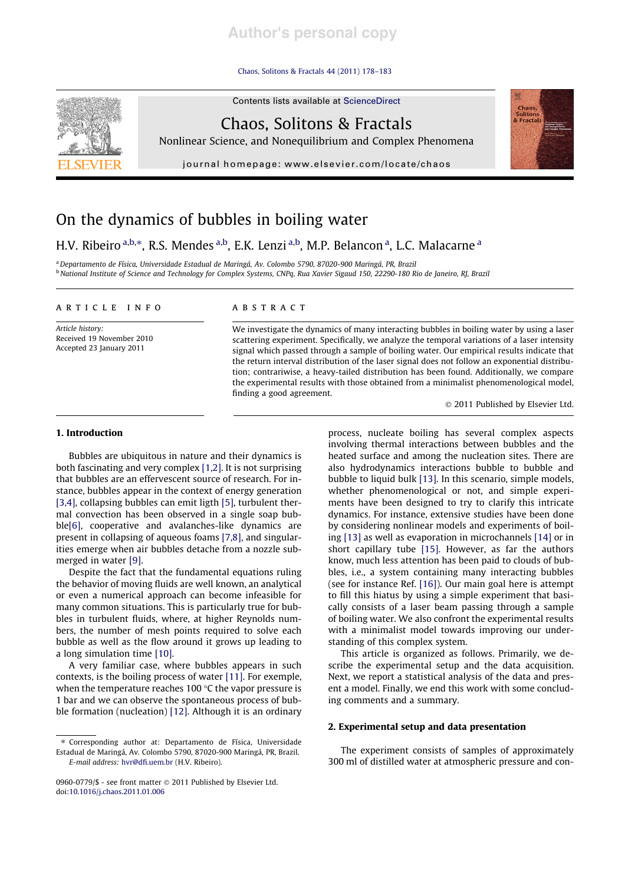# On the dynamics of bubbles in boiling water

H.V. Ribeiro [a,b,*], R.S. Mendes [a,b], E.K. Lenzi [a,b], M.P. Belancon [a], L.C. Malacarne [a]

[a] Departamento de Física, Universidade Estadual de Maringá, Av. Colombo 5790, 87020-900 Maringá, PR, Brazil
[b] National Institute of Science and Technology for Complex Systems, CNPq, Rua Xavier Sigaud 150, 22290-180 Rio de Janeiro, RJ, Brazil

**ARTICLE INFO**

*Article history:*
Received 19 November 2010
Accepted 23 January 2011

**ABSTRACT**

We investigate the dynamics of many interacting bubbles in boiling water by using a laser scattering experiment. Specifically, we analyze the temporal variations of a laser intensity signal which passed through a sample of boiling water. Our empirical results indicate that the return interval distribution of the laser signal does not follow an exponential distribution; contrariwise, a heavy-tailed distribution has been found. Additionally, we compare the experimental results with those obtained from a minimalist phenomenological model, finding a good agreement.

© 2011 Published by Elsevier Ltd.

## 1. Introduction

Bubbles are ubiquitous in nature and their dynamics is both fascinating and very complex [1,2]. It is not surprising that bubbles are an effervescent source of research. For instance, bubbles appear in the context of energy generation [3,4], collapsing bubbles can emit ligth [5], turbulent thermal convection has been observed in a single soap bubble[6], cooperative and avalanches-like dynamics are present in collapsing of aqueous foams [7,8], and singularities emerge when air bubbles detache from a nozzle submerged in water [9].

Despite the fact that the fundamental equations ruling the behavior of moving fluids are well known, an analytical or even a numerical approach can become infeasible for many common situations. This is particularly true for bubbles in turbulent fluids, where, at higher Reynolds numbers, the number of mesh points required to solve each bubble as well as the flow around it grows up leading to a long simulation time [10].

A very familiar case, where bubbles appears in such contexts, is the boiling process of water [11]. For exemple, when the temperature reaches 100 °C the vapor pressure is 1 bar and we can observe the spontaneous process of bubble formation (nucleation) [12]. Although it is an ordinary process, nucleate boiling has several complex aspects involving thermal interactions between bubbles and the heated surface and among the nucleation sites. There are also hydrodynamics interactions bubble to bubble and bubble to liquid bulk [13]. In this scenario, simple models, whether phenomenological or not, and simple experiments have been designed to try to clarify this intricate dynamics. For instance, extensive studies have been done by considering nonlinear models and experiments of boiling [13] as well as evaporation in microchannels [14] or in short capillary tube [15]. However, as far the authors know, much less attention has been paid to clouds of bubbles, i.e., a system containing many interacting bubbles (see for instance Ref. [16]). Our main goal here is attempt to fill this hiatus by using a simple experiment that basically consists of a laser beam passing through a sample of boiling water. We also confront the experimental results with a minimalist model towards improving our understanding of this complex system.

This article is organized as follows. Primarily, we describe the experimental setup and the data acquisition. Next, we report a statistical analysis of the data and present a model. Finally, we end this work with some concluding comments and a summary.

## 2. Experimental setup and data presentation

The experiment consists of samples of approximately 300 ml of distilled water at atmospheric pressure and con-

* Corresponding author at: Departamento de Física, Universidade Estadual de Maringá, Av. Colombo 5790, 87020-900 Maringá, PR, Brazil.
*E-mail address:* hvr@dfi.uem.br (H.V. Ribeiro).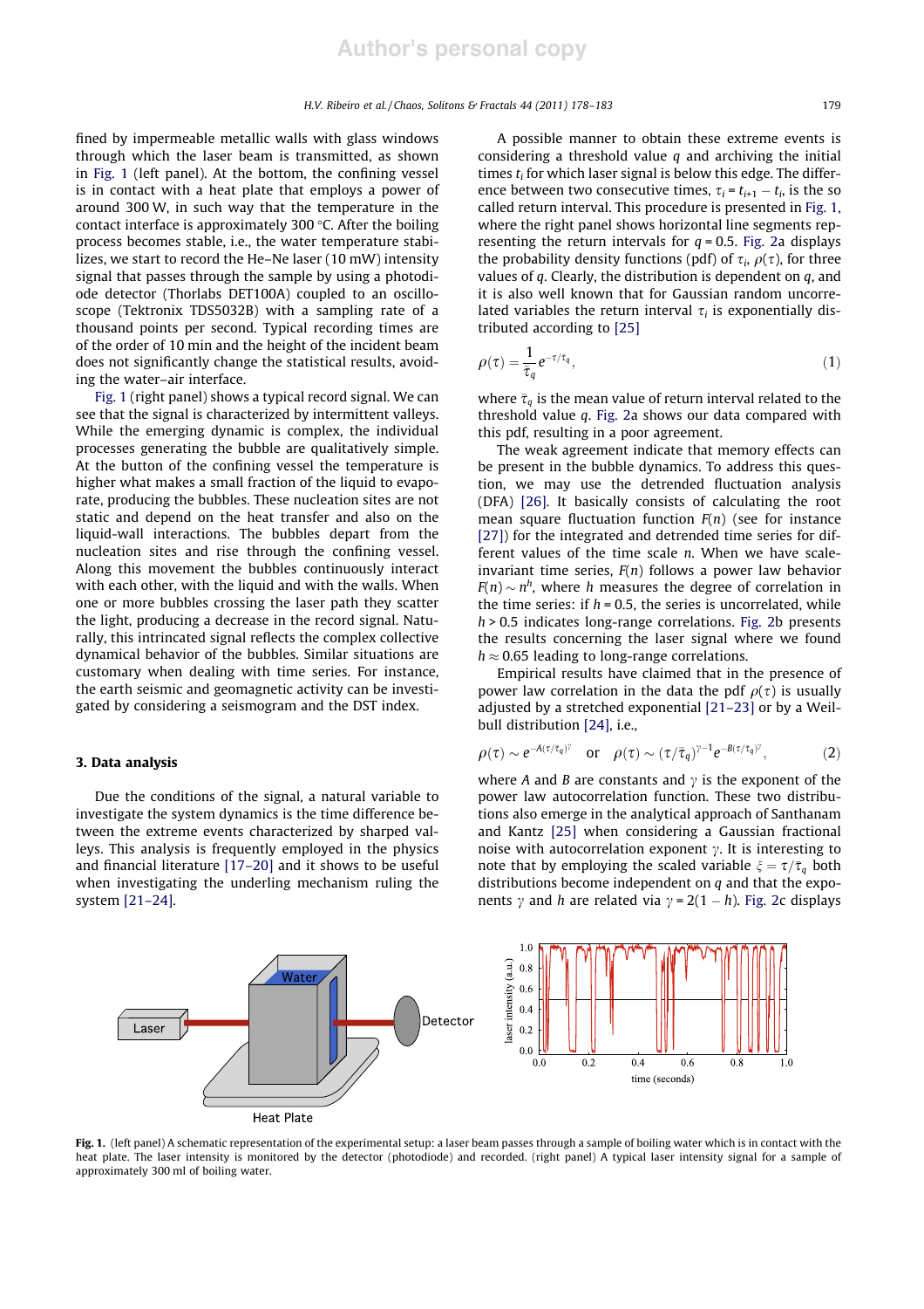fined by impermeable metallic walls with glass windows through which the laser beam is transmitted, as shown in Fig. 1 (left panel). At the bottom, the confining vessel is in contact with a heat plate that employs a power of around 300 W, in such way that the temperature in the contact interface is approximately 300 °C. After the boiling process becomes stable, i.e., the water temperature stabilizes, we start to record the He–Ne laser (10 mW) intensity signal that passes through the sample by using a photodiode detector (Thorlabs DET100A) coupled to an oscilloscope (Tektronix TDS5032B) with a sampling rate of a thousand points per second. Typical recording times are of the order of 10 min and the height of the incident beam does not significantly change the statistical results, avoiding the water–air interface.

Fig. 1 (right panel) shows a typical record signal. We can see that the signal is characterized by intermittent valleys. While the emerging dynamic is complex, the individual processes generating the bubble are qualitatively simple. At the button of the confining vessel the temperature is higher what makes a small fraction of the liquid to evaporate, producing the bubbles. These nucleation sites are not static and depend on the heat transfer and also on the liquid-wall interactions. The bubbles depart from the nucleation sites and rise through the confining vessel. Along this movement the bubbles continuously interact with each other, with the liquid and with the walls. When one or more bubbles crossing the laser path they scatter the light, producing a decrease in the record signal. Naturally, this intrincated signal reflects the complex collective dynamical behavior of the bubbles. Similar situations are customary when dealing with time series. For instance, the earth seismic and geomagnetic activity can be investigated by considering a seismogram and the DST index.

## 3. Data analysis

Due the conditions of the signal, a natural variable to investigate the system dynamics is the time difference between the extreme events characterized by sharped valleys. This analysis is frequently employed in the physics and financial literature [17–20] and it shows to be useful when investigating the underling mechanism ruling the system [21–24].

A possible manner to obtain these extreme events is considering a threshold value $q$ and archiving the initial times $t_i$ for which laser signal is below this edge. The difference between two consecutive times, $\tau_i = t_{i+1} - t_i$, is the so called return interval. This procedure is presented in Fig. 1, where the right panel shows horizontal line segments representing the return intervals for $q = 0.5$. Fig. 2a displays the probability density functions (pdf) of $\tau_i$, $\rho(\tau)$, for three values of $q$. Clearly, the distribution is dependent on $q$, and it is also well known that for Gaussian random uncorrelated variables the return interval $\tau_i$ is exponentially distributed according to [25]

$$\rho(\tau) = \frac{1}{\bar{\tau}_q} e^{-\tau/\bar{\tau}_q}, \quad (1)$$

where $\bar{\tau}_q$ is the mean value of return interval related to the threshold value $q$. Fig. 2a shows our data compared with this pdf, resulting in a poor agreement.

The weak agreement indicate that memory effects can be present in the bubble dynamics. To address this question, we may use the detrended fluctuation analysis (DFA) [26]. It basically consists of calculating the root mean square fluctuation function $F(n)$ (see for instance [27]) for the integrated and detrended time series for different values of the time scale $n$. When we have scale-invariant time series, $F(n)$ follows a power law behavior $F(n) \sim n^h$, where $h$ measures the degree of correlation in the time series: if $h = 0.5$, the series is uncorrelated, while $h > 0.5$ indicates long-range correlations. Fig. 2b presents the results concerning the laser signal where we found $h \approx 0.65$ leading to long-range correlations.

Empirical results have claimed that in the presence of power law correlation in the data the pdf $\rho(\tau)$ is usually adjusted by a stretched exponential [21–23] or by a Weilbull distribution [24], i.e.,

$$\rho(\tau) \sim e^{-A(\tau/\bar{\tau}_q)^{\gamma}} \quad \text{or} \quad \rho(\tau) \sim (\tau/\bar{\tau}_q)^{\gamma-1} e^{-B(\tau/\bar{\tau}_q)^{\gamma}}, \quad (2)$$

where $A$ and $B$ are constants and $\gamma$ is the exponent of the power law autocorrelation function. These two distributions also emerge in the analytical approach of Santhanam and Kantz [25] when considering a Gaussian fractional noise with autocorrelation exponent $\gamma$. It is interesting to note that by employing the scaled variable $\xi = \tau/\bar{\tau}_q$ both distributions become independent on $q$ and that the exponents $\gamma$ and $h$ are related via $\gamma = 2(1 - h)$. Fig. 2c displays

**Fig. 1.** (left panel) A schematic representation of the experimental setup: a laser beam passes through a sample of boiling water which is in contact with the heat plate. The laser intensity is monitored by the detector (photodiode) and recorded. (right panel) A typical laser intensity signal for a sample of approximately 300 ml of boiling water.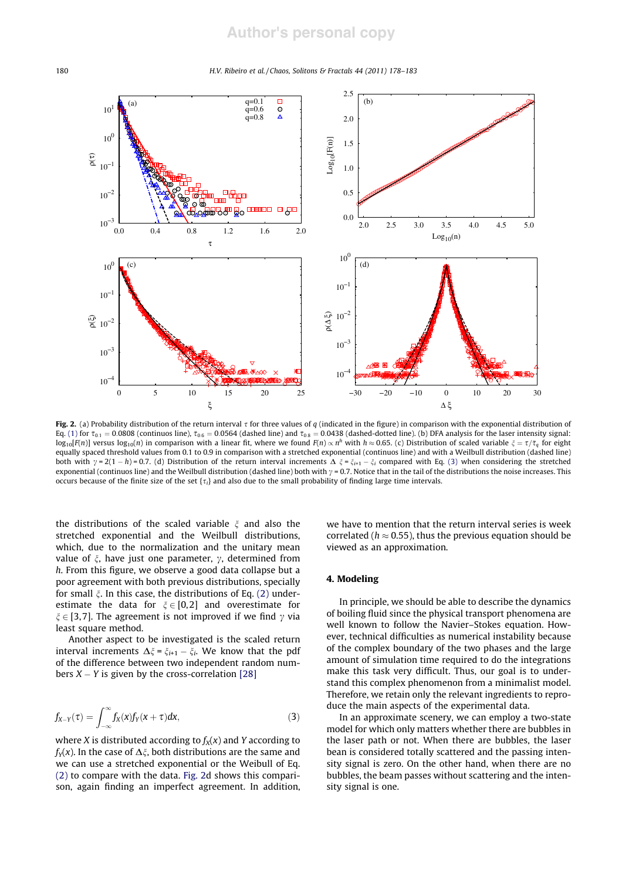**Fig. 2.** (a) Probability distribution of the return interval $\tau$ for three values of $q$ (indicated in the figure) in comparison with the exponential distribution of Eq. (1) for $\bar{\tau}_{0.1} = 0.0808$ (continuos line), $\bar{\tau}_{0.6} = 0.0564$ (dashed line) and $\bar{\tau}_{0.8} = 0.0438$ (dashed-dotted line). (b) DFA analysis for the laser intensity signal: $\log_{10}[F(n)]$ versus $\log_{10}(n)$ in comparison with a linear fit, where we found $F(n) \propto n^h$ with $h \approx 0.65$. (c) Distribution of scaled variable $\xi = \tau/\bar{\tau}_q$ for eight equally spaced threshold values from 0.1 to 0.9 in comparison with a stretched exponential (continuos line) and with a Weilbull distribution (dashed line) both with $\gamma = 2(1 - h) = 0.7$. (d) Distribution of the return interval increments $\Delta\xi = \xi_{i+1} - \xi_i$ compared with Eq. (3) when considering the stretched exponential (continuos line) and the Weibull distribution (dashed line) both with $\gamma = 0.7$. Notice that in the tail of the distributions the noise increases. This occurs because of the finite size of the set $\{\tau_i\}$ and also due to the small probability of finding large time intervals.

the distributions of the scaled variable $\xi$ and also the stretched exponential and the Weilbull distributions, which, due to the normalization and the unitary mean value of $\xi$, have just one parameter, $\gamma$, determined from $h$. From this figure, we observe a good data collapse but a poor agreement with both previous distributions, specially for small $\xi$. In this case, the distributions of Eq. (2) underestimate the data for $\xi \in [0,2]$ and overestimate for $\xi \in [3,7]$. The agreement is not improved if we find $\gamma$ via least square method.

Another aspect to be investigated is the scaled return interval increments $\Delta\xi = \xi_{i+1} - \xi_i$. We know that the pdf of the difference between two independent random numbers $X - Y$ is given by the cross-correlation [28]

$$f_{X-Y}(\tau) = \int_{-\infty}^{\infty} f_X(x) f_Y(x + \tau) dx, \tag{3}$$

where $X$ is distributed according to $f_X(x)$ and $Y$ according to $f_Y(x)$. In the case of $\Delta\xi$, both distributions are the same and we can use a stretched exponential or the Weibull of Eq. (2) to compare with the data. Fig. 2d shows this comparison, again finding an imperfect agreement. In addition, we have to mention that the return interval series is week correlated ($h \approx 0.55$), thus the previous equation should be viewed as an approximation.

## 4. Modeling

In principle, we should be able to describe the dynamics of boiling fluid since the physical transport phenomena are well known to follow the Navier–Stokes equation. However, technical difficulties as numerical instability because of the complex boundary of the two phases and the large amount of simulation time required to do the integrations make this task very difficult. Thus, our goal is to understand this complex phenomenon from a minimalist model. Therefore, we retain only the relevant ingredients to reproduce the main aspects of the experimental data.

In an approximate scenery, we can employ a two-state model for which only matters whether there are bubbles in the laser path or not. When there are bubbles, the laser bean is considered totally scattered and the passing intensity signal is zero. On the other hand, when there are no bubbles, the beam passes without scattering and the intensity signal is one.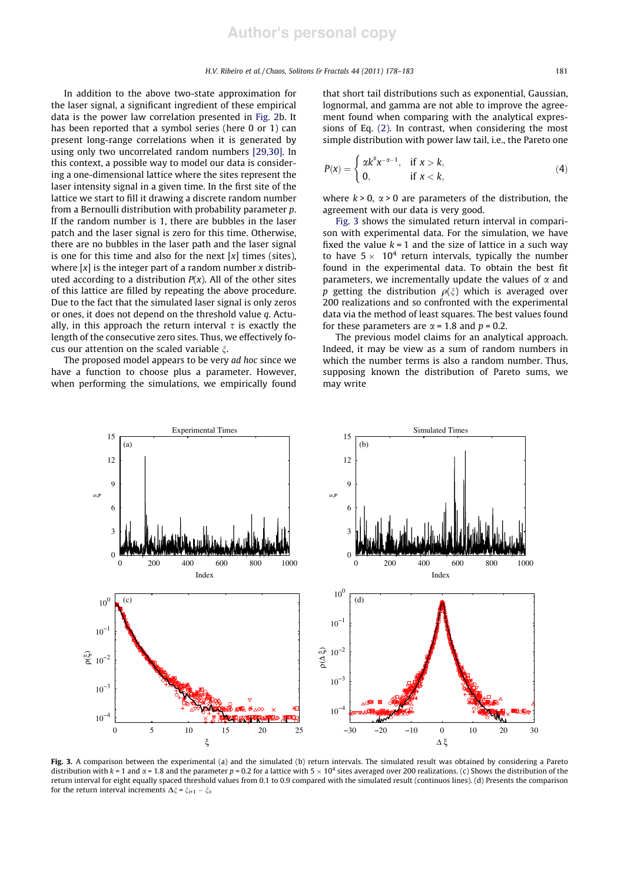In addition to the above two-state approximation for the laser signal, a significant ingredient of these empirical data is the power law correlation presented in Fig. 2b. It has been reported that a symbol series (here 0 or 1) can present long-range correlations when it is generated by using only two uncorrelated random numbers [29,30]. In this context, a possible way to model our data is considering a one-dimensional lattice where the sites represent the laser intensity signal in a given time. In the first site of the lattice we start to fill it drawing a discrete random number from a Bernoulli distribution with probability parameter $p$. If the random number is 1, there are bubbles in the laser patch and the laser signal is zero for this time. Otherwise, there are no bubbles in the laser path and the laser signal is one for this time and also for the next $[x]$ times (sites), where $[x]$ is the integer part of a random number $x$ distributed according to a distribution $P(x)$. All of the other sites of this lattice are filled by repeating the above procedure. Due to the fact that the simulated laser signal is only zeros or ones, it does not depend on the threshold value $q$. Actually, in this approach the return interval $\tau$ is exactly the length of the consecutive zero sites. Thus, we effectively focus our attention on the scaled variable $\xi$.

The proposed model appears to be very *ad hoc* since we have a function to choose plus a parameter. However, when performing the simulations, we empirically found that short tail distributions such as exponential, Gaussian, lognormal, and gamma are not able to improve the agreement found when comparing with the analytical expressions of Eq. (2). In contrast, when considering the most simple distribution with power law tail, i.e., the Pareto one

$$P(x) = \begin{cases} \alpha k^{\alpha} x^{-\alpha-1}, & \text{if } x > k, \\ 0, & \text{if } x < k, \end{cases} \tag{4}$$

where $k > 0$, $\alpha > 0$ are parameters of the distribution, the agreement with our data is very good.

Fig. 3 shows the simulated return interval in comparison with experimental data. For the simulation, we have fixed the value $k = 1$ and the size of lattice in a such way to have $5 \times 10^4$ return intervals, typically the number found in the experimental data. To obtain the best fit parameters, we incrementally update the values of $\alpha$ and $p$ getting the distribution $\rho(\xi)$ which is averaged over 200 realizations and so confronted with the experimental data via the method of least squares. The best values found for these parameters are $\alpha = 1.8$ and $p = 0.2$.

The previous model claims for an analytical approach. Indeed, it may be view as a sum of random numbers in which the number terms is also a random number. Thus, supposing known the distribution of Pareto sums, we may write

**Fig. 3.** A comparison between the experimental (a) and the simulated (b) return intervals. The simulated result was obtained by considering a Pareto distribution with $k = 1$ and $\alpha = 1.8$ and the parameter $p = 0.2$ for a lattice with $5 \times 10^4$ sites averaged over 200 realizations. (c) Shows the distribution of the return interval for eight equally spaced threshold values from 0.1 to 0.9 compared with the simulated result (continuos lines). (d) Presents the comparison for the return interval increments $\Delta\xi = \xi_{i+1} - \xi_i$.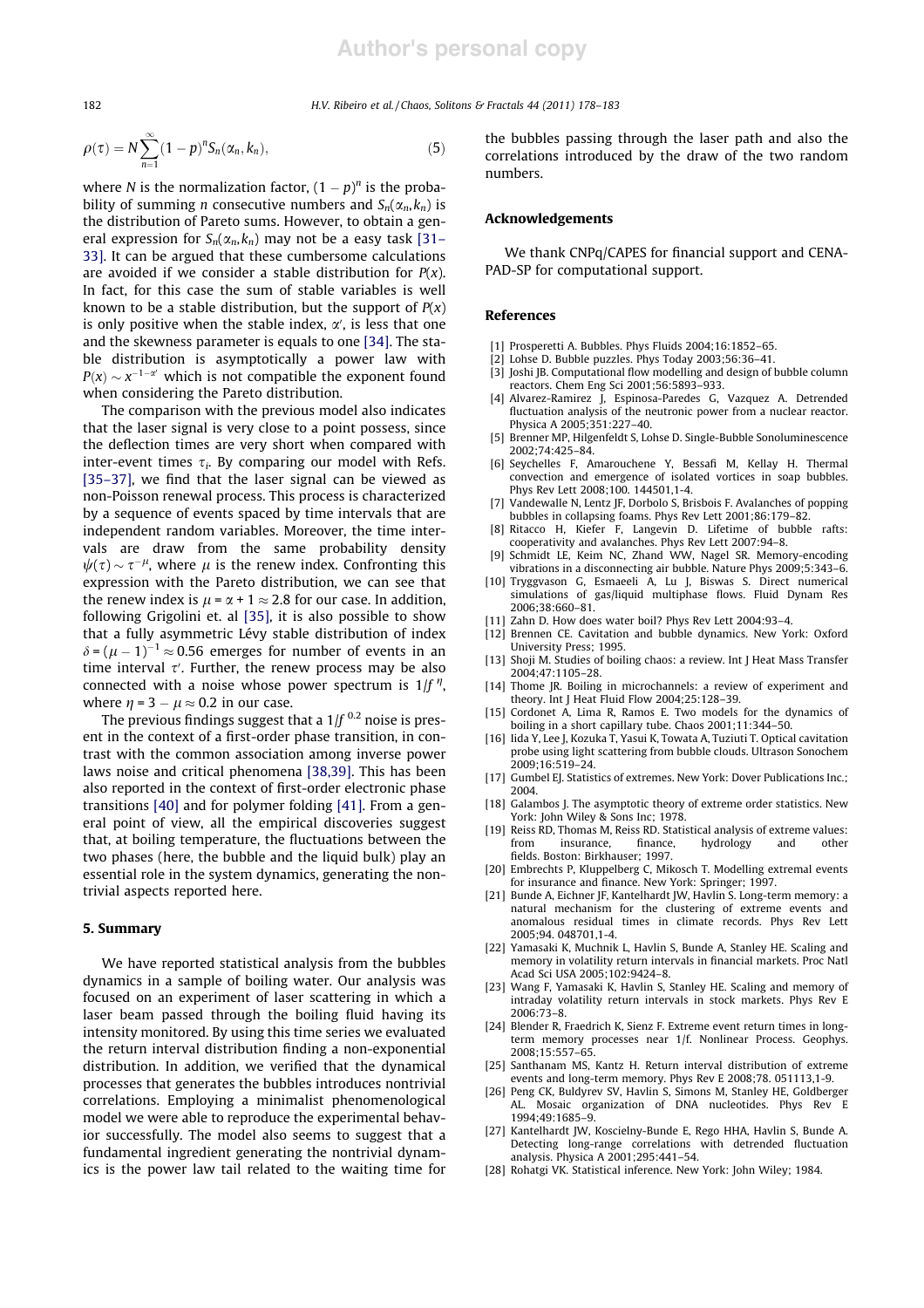$$\rho(\tau) = N\sum_{n=1}^{\infty}(1-p)^n S_n(\alpha_n, k_n), \tag{5}$$

where $N$ is the normalization factor, $(1-p)^n$ is the probability of summing $n$ consecutive numbers and $S_n(\alpha_n, k_n)$ is the distribution of Pareto sums. However, to obtain a general expression for $S_n(\alpha_n, k_n)$ may not be a easy task [31–33]. It can be argued that these cumbersome calculations are avoided if we consider a stable distribution for $P(x)$. In fact, for this case the sum of stable variables is well known to be a stable distribution, but the support of $P(x)$ is only positive when the stable index, $\alpha'$, is less that one and the skewness parameter is equals to one [34]. The stable distribution is asymptotically a power law with $P(x) \sim x^{-1-\alpha'}$ which is not compatible the exponent found when considering the Pareto distribution.

The comparison with the previous model also indicates that the laser signal is very close to a point possess, since the deflection times are very short when compared with inter-event times $\tau_i$. By comparing our model with Refs. [35–37], we find that the laser signal can be viewed as non-Poisson renewal process. This process is characterized by a sequence of events spaced by time intervals that are independent random variables. Moreover, the time intervals are draw from the same probability density $\psi(\tau) \sim \tau^{-\mu}$, where $\mu$ is the renew index. Confronting this expression with the Pareto distribution, we can see that the renew index is $\mu = \alpha + 1 \approx 2.8$ for our case. In addition, following Grigolini et. al [35], it is also possible to show that a fully asymmetric Lévy stable distribution of index $\delta = (\mu - 1)^{-1} \approx 0.56$ emerges for number of events in an time interval $\tau'$. Further, the renew process may be also connected with a noise whose power spectrum is $1/f^{\,\eta}$, where $\eta = 3 - \mu \approx 0.2$ in our case.

The previous findings suggest that a $1/f^{\,0.2}$ noise is present in the context of a first-order phase transition, in contrast with the common association among inverse power laws noise and critical phenomena [38,39]. This has been also reported in the context of first-order electronic phase transitions [40] and for polymer folding [41]. From a general point of view, all the empirical discoveries suggest that, at boiling temperature, the fluctuations between the two phases (here, the bubble and the liquid bulk) play an essential role in the system dynamics, generating the nontrivial aspects reported here.

## 5. Summary

We have reported statistical analysis from the bubbles dynamics in a sample of boiling water. Our analysis was focused on an experiment of laser scattering in which a laser beam passed through the boiling fluid having its intensity monitored. By using this time series we evaluated the return interval distribution finding a non-exponential distribution. In addition, we verified that the dynamical processes that generates the bubbles introduces nontrivial correlations. Employing a minimalist phenomenological model we were able to reproduce the experimental behavior successfully. The model also seems to suggest that a fundamental ingredient generating the nontrivial dynamics is the power law tail related to the waiting time for the bubbles passing through the laser path and also the correlations introduced by the draw of the two random numbers.

## Acknowledgements

We thank CNPq/CAPES for financial support and CENAPAD-SP for computational support.

## References

[1] Prosperetti A. Bubbles. Phys Fluids 2004;16:1852–65.

[2] Lohse D. Bubble puzzles. Phys Today 2003;56:36–41.

[3] Joshi JB. Computational flow modelling and design of bubble column reactors. Chem Eng Sci 2001;56:5893–933.

[4] Alvarez-Ramirez J, Espinosa-Paredes G, Vazquez A. Detrended fluctuation analysis of the neutronic power from a nuclear reactor. Physica A 2005;351:227–40.

[5] Brenner MP, Hilgenfeldt S, Lohse D. Single-Bubble Sonoluminescence 2002;74:425–84.

[6] Seychelles F, Amarouchene Y, Bessafi M, Kellay H. Thermal convection and emergence of isolated vortices in soap bubbles. Phys Rev Lett 2008;100. 144501,1-4.

[7] Vandewalle N, Lentz JF, Dorbolo S, Brisbois F. Avalanches of popping bubbles in collapsing foams. Phys Rev Lett 2001;86:179–82.

[8] Ritacco H, Kiefer F, Langevin D. Lifetime of bubble rafts: cooperativity and avalanches. Phys Rev Lett 2007;94–8.

[9] Schmidt LE, Keim NC, Zhand WW, Nagel SR. Memory-encoding vibrations in a disconnecting air bubble. Nature Phys 2009;5:343–6.

[10] Tryggvason G, Esmaeeli A, Lu J, Biswas S. Direct numerical simulations of gas/liquid multiphase flows. Fluid Dynam Res 2006;38:660–81.

[11] Zahn D. How does water boil? Phys Rev Lett 2004:93–4.

[12] Brennen CE. Cavitation and bubble dynamics. New York: Oxford University Press; 1995.

[13] Shoji M. Studies of boiling chaos: a review. Int J Heat Mass Transfer 2004;47:1105–28.

[14] Thome JR. Boiling in microchannels: a review of experiment and theory. Int J Heat Fluid Flow 2004;25:128–39.

[15] Cordonet A, Lima R, Ramos E. Two models for the dynamics of boiling in a short capillary tube. Chaos 2001;11:344–50.

[16] Iida Y, Lee J, Kozuka T, Yasui K, Towata A, Tuziuti T. Optical cavitation probe using light scattering from bubble clouds. Ultrason Sonochem 2009;16:519–24.

[17] Gumbel EJ. Statistics of extremes. New York: Dover Publications Inc.; 2004.

[18] Galambos J. The asymptotic theory of extreme order statistics. New York: John Wiley & Sons Inc; 1978.

[19] Reiss RD, Thomas M, Reiss RD. Statistical analysis of extreme values: from insurance, finance, hydrology and other fields. Boston: Birkhauser; 1997.

[20] Embrechts P, Kluppelberg C, Mikosch T. Modelling extremal events for insurance and finance. New York: Springer; 1997.

[21] Bunde A, Eichner JF, Kantelhardt JW, Havlin S. Long-term memory: a natural mechanism for the clustering of extreme events and anomalous residual times in climate records. Phys Rev Lett 2005;94. 048701,1-4.

[22] Yamasaki K, Muchnik L, Havlin S, Bunde A, Stanley HE. Scaling and memory in volatility return intervals in financial markets. Proc Natl Acad Sci USA 2005;102:9424–8.

[23] Wang F, Yamasaki K, Havlin S, Stanley HE. Scaling and memory of intraday volatility return intervals in stock markets. Phys Rev E 2006:73–8.

[24] Blender R, Fraedrich K, Sienz F. Extreme event return times in long-term memory processes near 1/f. Nonlinear Process. Geophys. 2008;15:557–65.

[25] Santhanam MS, Kantz H. Return interval distribution of extreme events and long-term memory. Phys Rev E 2008;78. 051113,1-9.

[26] Peng CK, Buldyrev SV, Havlin S, Simons M, Stanley HE, Goldberger AL. Mosaic organization of DNA nucleotides. Phys Rev E 1994;49:1685–9.

[27] Kantelhardt JW, Koscielny-Bunde E, Rego HHA, Havlin S, Bunde A. Detecting long-range correlations with detrended fluctuation analysis. Physica A 2001;295:441–54.

[28] Rohatgi VK. Statistical inference. New York: John Wiley; 1984.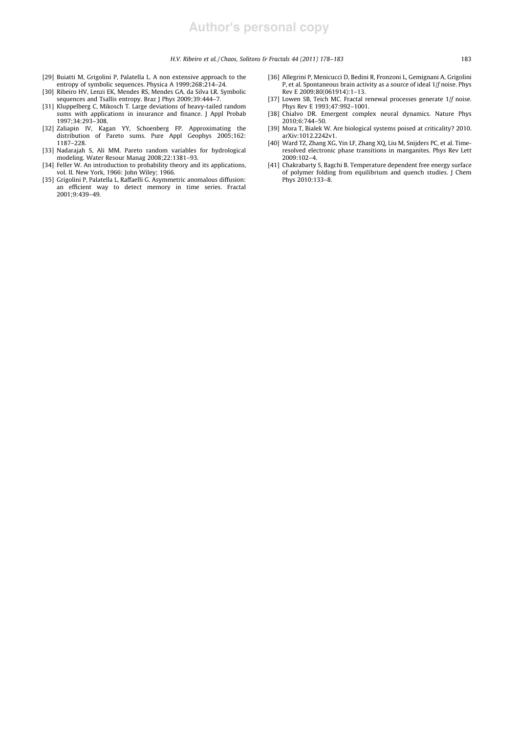[29] Buiatti M, Grigolini P, Palatella L. A non extensive approach to the entropy of symbolic sequences. Physica A 1999;268:214–24.

[30] Ribeiro HV, Lenzi EK, Mendes RS, Mendes GA, da Silva LR. Symbolic sequences and Tsallis entropy. Braz J Phys 2009;39:444–7.

[31] Kluppelberg C, Mikosch T. Large deviations of heavy-tailed random sums with applications in insurance and finance. J Appl Probab 1997;34:293–308.

[32] Zaliapin IV, Kagan YY, Schoenberg FP. Approximating the distribution of Pareto sums. Pure Appl Geophys 2005;162: 1187–228.

[33] Nadarajah S, Ali MM. Pareto random variables for hydrological modeling. Water Resour Manag 2008;22:1381–93.

[34] Feller W. An introduction to probability theory and its applications, vol. II. New York, 1966: John Wiley; 1966.

[35] Grigolini P, Palatella L, Raffaelli G. Asymmetric anomalous diffusion: an efficient way to detect memory in time series. Fractal 2001;9:439–49.

[36] Allegrini P, Menicucci D, Bedini R, Fronzoni L, Gemignani A, Grigolini P, et al. Spontaneous brain activity as a source of ideal 1/*f* noise. Phys Rev E 2009;80(061914):1–13.

[37] Lowen SB, Teich MC. Fractal renewal processes generate 1/*f* noise. Phys Rev E 1993;47:992–1001.

[38] Chialvo DR. Emergent complex neural dynamics. Nature Phys 2010;6:744–50.

[39] Mora T, Bialek W. Are biological systems poised at criticality? 2010. arXiv:1012.2242v1.

[40] Ward TZ, Zhang XG, Yin LF, Zhang XQ, Liu M, Snijders PC, et al. Time-resolved electronic phase transitions in manganites. Phys Rev Lett 2009:102–4.

[41] Chakrabarty S, Bagchi B. Temperature dependent free energy surface of polymer folding from equilibrium and quench studies. J Chem Phys 2010:133–8.